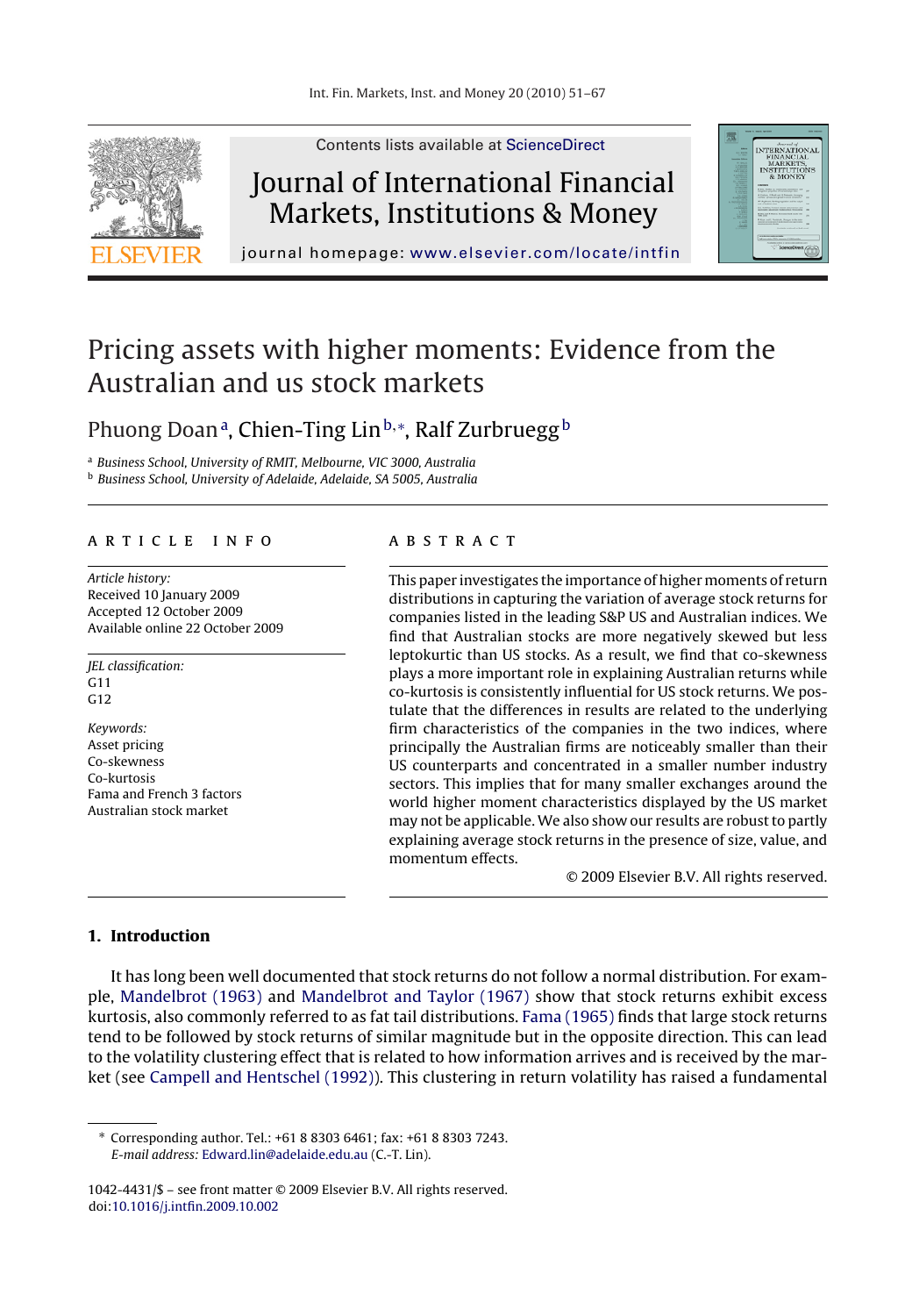# Pricing assets with higher moments: Evidence from the Australian and us stock markets

Phuong Doan[a], Chien-Ting Lin[b,*], Ralf Zurbruegg[b]

[a] Business School, University of RMIT, Melbourne, VIC 3000, Australia
[b] Business School, University of Adelaide, Adelaide, SA 5005, Australia

## ARTICLE INFO

*Article history:*
Received 10 January 2009
Accepted 12 October 2009
Available online 22 October 2009

*JEL classification:*
G11
G12

*Keywords:*
Asset pricing
Co-skewness
Co-kurtosis
Fama and French 3 factors
Australian stock market

## ABSTRACT

This paper investigates the importance of higher moments of return distributions in capturing the variation of average stock returns for companies listed in the leading S&P US and Australian indices. We find that Australian stocks are more negatively skewed but less leptokurtic than US stocks. As a result, we find that co-skewness plays a more important role in explaining Australian returns while co-kurtosis is consistently influential for US stock returns. We postulate that the differences in results are related to the underlying firm characteristics of the companies in the two indices, where principally the Australian firms are noticeably smaller than their US counterparts and concentrated in a smaller number industry sectors. This implies that for many smaller exchanges around the world higher moment characteristics displayed by the US market may not be applicable. We also show our results are robust to partly explaining average stock returns in the presence of size, value, and momentum effects.

© 2009 Elsevier B.V. All rights reserved.

## 1. Introduction

It has long been well documented that stock returns do not follow a normal distribution. For example, Mandelbrot (1963) and Mandelbrot and Taylor (1967) show that stock returns exhibit excess kurtosis, also commonly referred to as fat tail distributions. Fama (1965) finds that large stock returns tend to be followed by stock returns of similar magnitude but in the opposite direction. This can lead to the volatility clustering effect that is related to how information arrives and is received by the market (see Campell and Hentschel (1992)). This clustering in return volatility has raised a fundamental

* Corresponding author. Tel.: +61 8 8303 6461; fax: +61 8 8303 7243.
*E-mail address:* Edward.lin@adelaide.edu.au (C.-T. Lin).

1042-4431/$ – see front matter © 2009 Elsevier B.V. All rights reserved.
doi:10.1016/j.intfin.2009.10.002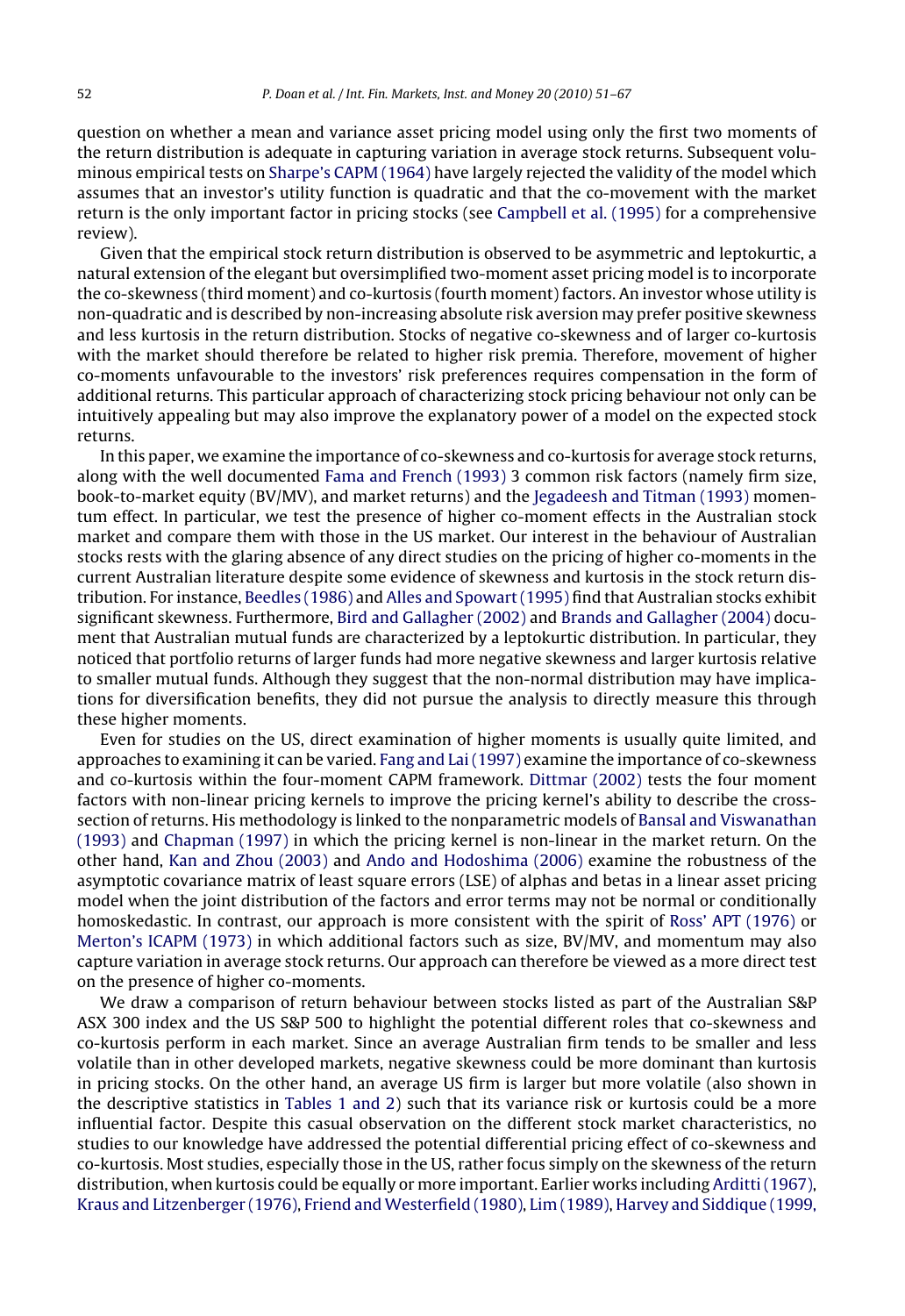question on whether a mean and variance asset pricing model using only the first two moments of the return distribution is adequate in capturing variation in average stock returns. Subsequent voluminous empirical tests on Sharpe's CAPM (1964) have largely rejected the validity of the model which assumes that an investor's utility function is quadratic and that the co-movement with the market return is the only important factor in pricing stocks (see Campbell et al. (1995) for a comprehensive review).

Given that the empirical stock return distribution is observed to be asymmetric and leptokurtic, a natural extension of the elegant but oversimplified two-moment asset pricing model is to incorporate the co-skewness (third moment) and co-kurtosis (fourth moment) factors. An investor whose utility is non-quadratic and is described by non-increasing absolute risk aversion may prefer positive skewness and less kurtosis in the return distribution. Stocks of negative co-skewness and of larger co-kurtosis with the market should therefore be related to higher risk premia. Therefore, movement of higher co-moments unfavourable to the investors' risk preferences requires compensation in the form of additional returns. This particular approach of characterizing stock pricing behaviour not only can be intuitively appealing but may also improve the explanatory power of a model on the expected stock returns.

In this paper, we examine the importance of co-skewness and co-kurtosis for average stock returns, along with the well documented Fama and French (1993) 3 common risk factors (namely firm size, book-to-market equity (BV/MV), and market returns) and the Jegadeesh and Titman (1993) momentum effect. In particular, we test the presence of higher co-moment effects in the Australian stock market and compare them with those in the US market. Our interest in the behaviour of Australian stocks rests with the glaring absence of any direct studies on the pricing of higher co-moments in the current Australian literature despite some evidence of skewness and kurtosis in the stock return distribution. For instance, Beedles (1986) and Alles and Spowart (1995) find that Australian stocks exhibit significant skewness. Furthermore, Bird and Gallagher (2002) and Brands and Gallagher (2004) document that Australian mutual funds are characterized by a leptokurtic distribution. In particular, they noticed that portfolio returns of larger funds had more negative skewness and larger kurtosis relative to smaller mutual funds. Although they suggest that the non-normal distribution may have implications for diversification benefits, they did not pursue the analysis to directly measure this through these higher moments.

Even for studies on the US, direct examination of higher moments is usually quite limited, and approaches to examining it can be varied. Fang and Lai (1997) examine the importance of co-skewness and co-kurtosis within the four-moment CAPM framework. Dittmar (2002) tests the four moment factors with non-linear pricing kernels to improve the pricing kernel's ability to describe the cross-section of returns. His methodology is linked to the nonparametric models of Bansal and Viswanathan (1993) and Chapman (1997) in which the pricing kernel is non-linear in the market return. On the other hand, Kan and Zhou (2003) and Ando and Hodoshima (2006) examine the robustness of the asymptotic covariance matrix of least square errors (LSE) of alphas and betas in a linear asset pricing model when the joint distribution of the factors and error terms may not be normal or conditionally homoskedastic. In contrast, our approach is more consistent with the spirit of Ross' APT (1976) or Merton's ICAPM (1973) in which additional factors such as size, BV/MV, and momentum may also capture variation in average stock returns. Our approach can therefore be viewed as a more direct test on the presence of higher co-moments.

We draw a comparison of return behaviour between stocks listed as part of the Australian S&P ASX 300 index and the US S&P 500 to highlight the potential different roles that co-skewness and co-kurtosis perform in each market. Since an average Australian firm tends to be smaller and less volatile than in other developed markets, negative skewness could be more dominant than kurtosis in pricing stocks. On the other hand, an average US firm is larger but more volatile (also shown in the descriptive statistics in Tables 1 and 2) such that its variance risk or kurtosis could be a more influential factor. Despite this casual observation on the different stock market characteristics, no studies to our knowledge have addressed the potential differential pricing effect of co-skewness and co-kurtosis. Most studies, especially those in the US, rather focus simply on the skewness of the return distribution, when kurtosis could be equally or more important. Earlier works including Arditti (1967), Kraus and Litzenberger (1976), Friend and Westerfield (1980), Lim (1989), Harvey and Siddique (1999,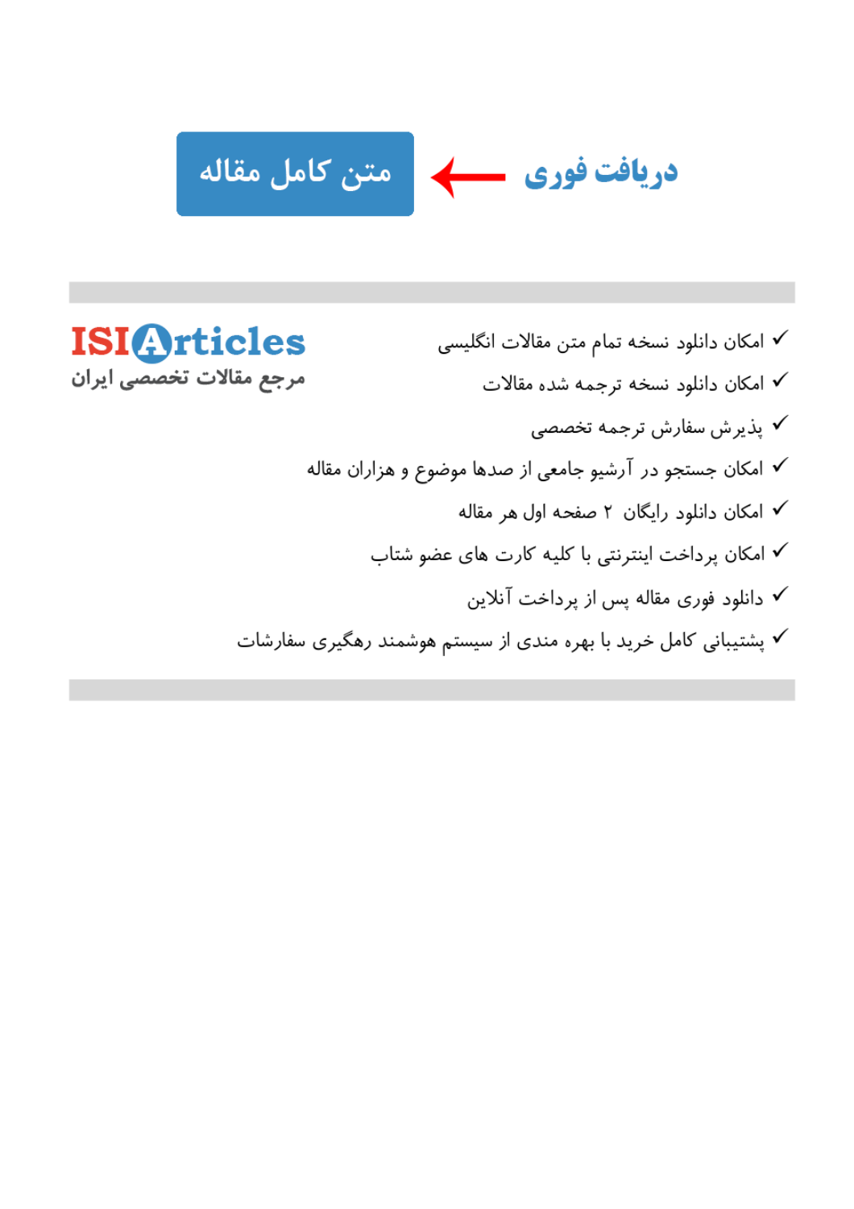دریافت فوری ← **متن کامل مقاله**

**ISIArticles**
مرجع مقالات تخصصی ایران

- ✓ امکان دانلود نسخه تمام متن مقالات انگلیسی
- ✓ امکان دانلود نسخه ترجمه شده مقالات
- ✓ پذیرش سفارش ترجمه تخصصی
- ✓ امکان جستجو در آرشیو جامعی از صدها موضوع و هزاران مقاله
- ✓ امکان دانلود رایگان ۲ صفحه اول هر مقاله
- ✓ امکان پرداخت اینترنتی با کلیه کارت های عضو شتاب
- ✓ دانلود فوری مقاله پس از پرداخت آنلاین
- ✓ پشتیبانی کامل خرید با بهره مندی از سیستم هوشمند رهگیری سفارشات